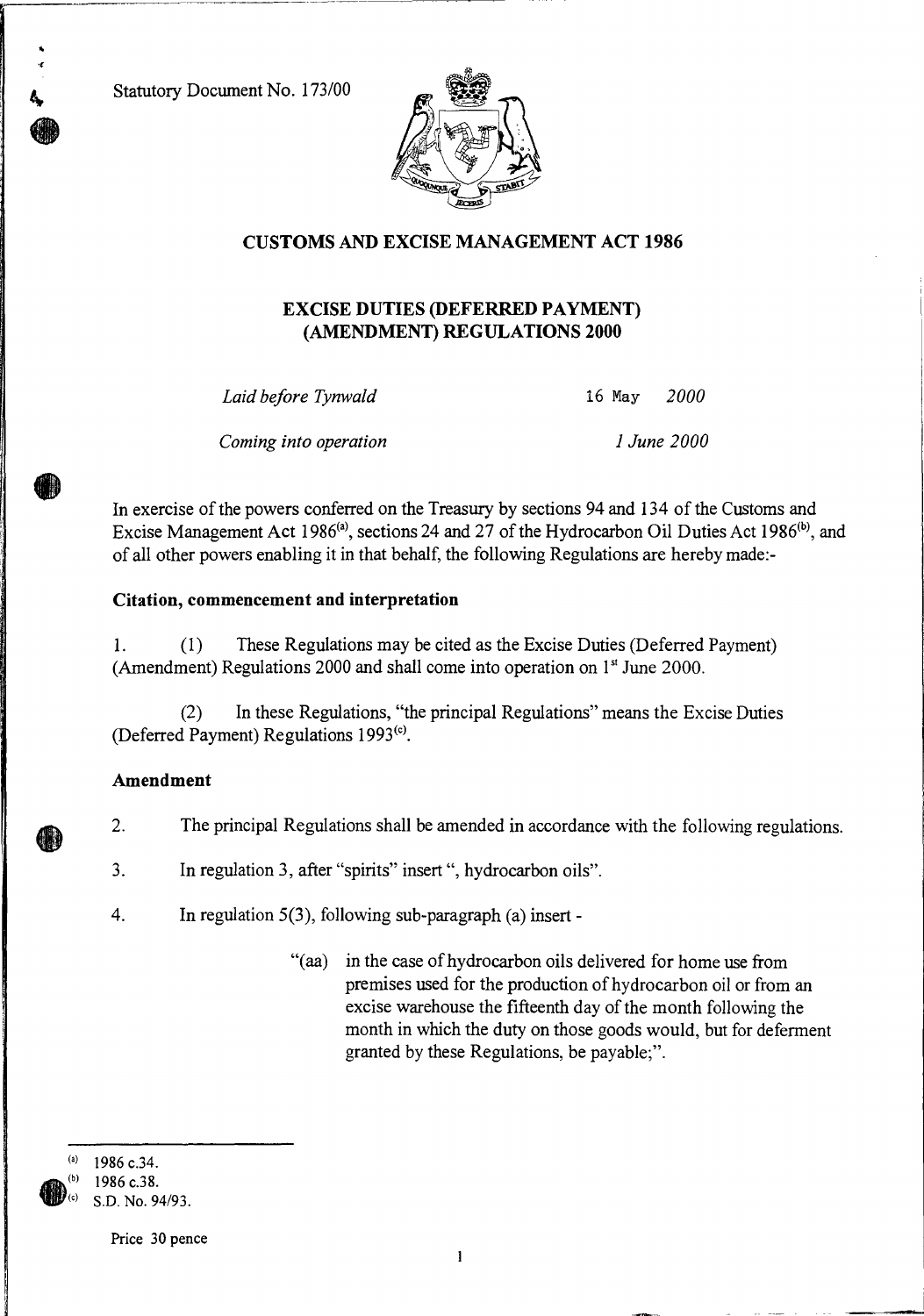Statutory Document No. 173/00

## CUSTOMS AND EXCISE MANAGEMENT ACT 1986

## EXCISE DUTIES (DEFERRED PAYMENT) (AMENDMENT) REGULATIONS 2000

*Laid before Tynwald* 16 May *2000*

*Coming into operation* *1 June 2000*

In exercise of the powers conferred on the Treasury by sections 94 and 134 of the Customs and Excise Management Act 1986[(a)], sections 24 and 27 of the Hydrocarbon Oil Duties Act 1986[(b)], and of all other powers enabling it in that behalf, the following Regulations are hereby made:-

**Citation, commencement and interpretation**

1. (1) These Regulations may be cited as the Excise Duties (Deferred Payment) (Amendment) Regulations 2000 and shall come into operation on 1st June 2000.

(2) In these Regulations, "the principal Regulations" means the Excise Duties (Deferred Payment) Regulations 1993[(c)].

**Amendment**

2. The principal Regulations shall be amended in accordance with the following regulations.

3. In regulation 3, after "spirits" insert ", hydrocarbon oils".

4. In regulation 5(3), following sub-paragraph (a) insert -

"(aa) in the case of hydrocarbon oils delivered for home use from premises used for the production of hydrocarbon oil or from an excise warehouse the fifteenth day of the month following the month in which the duty on those goods would, but for deferment granted by these Regulations, be payable;".

---

(a) 1986 c.34.
(b) 1986 c.38.
(c) S.D. No. 94/93.

Price 30 pence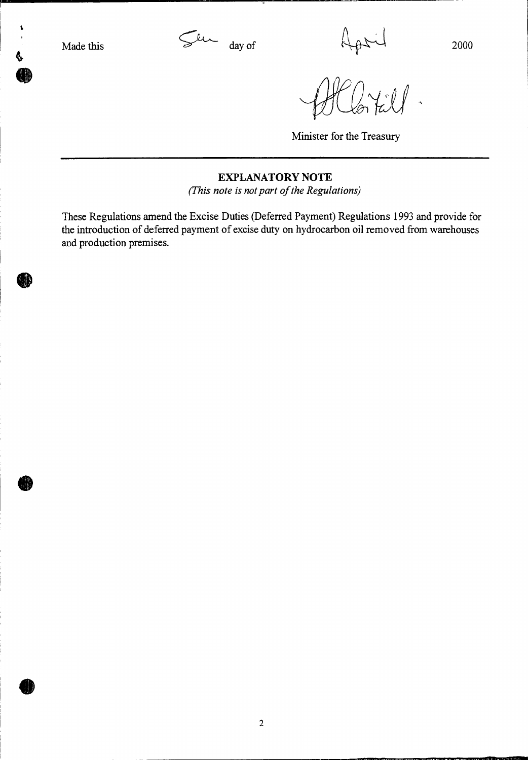Made this Sen day of April 2000

Minister for the Treasury

---

**EXPLANATORY NOTE**

*(This note is not part of the Regulations)*

These Regulations amend the Excise Duties (Deferred Payment) Regulations 1993 and provide for the introduction of deferred payment of excise duty on hydrocarbon oil removed from warehouses and production premises.